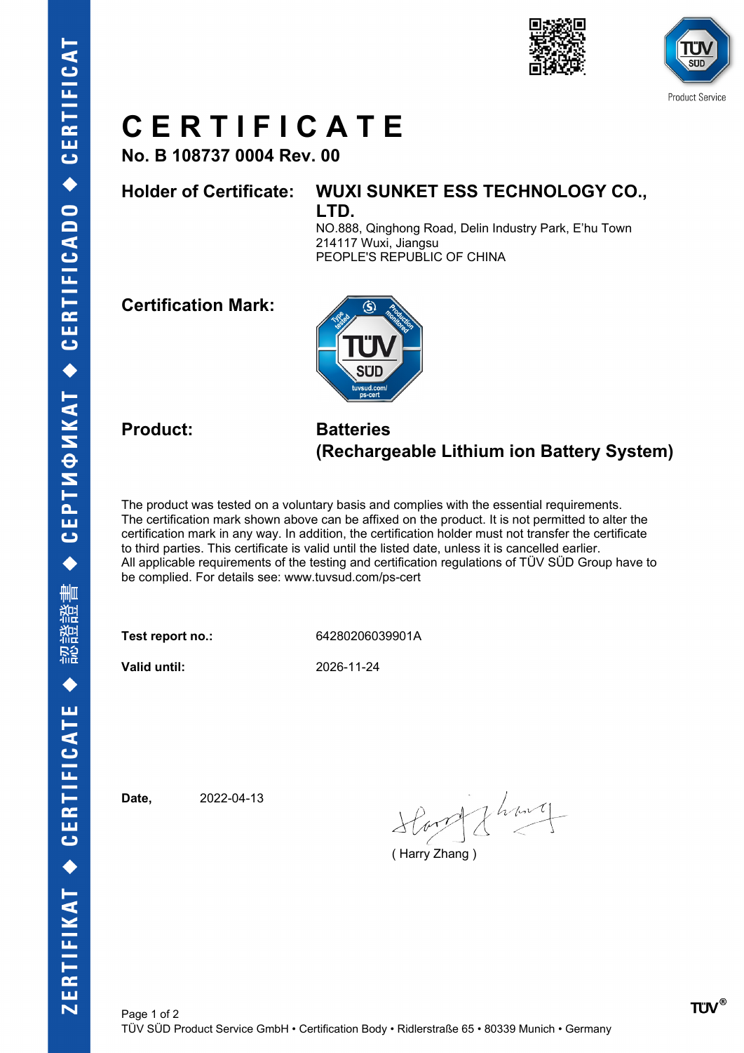# CERTIFICATE

**No. B 108737 0004 Rev. 00**

**Holder of Certificate:** **WUXI SUNKET ESS TECHNOLOGY CO., LTD.**
NO.888, Qinghong Road, Delin Industry Park, E'hu Town
214117 Wuxi, Jiangsu
PEOPLE'S REPUBLIC OF CHINA

**Certification Mark:**

**Product:** **Batteries**
**(Rechargeable Lithium ion Battery System)**

The product was tested on a voluntary basis and complies with the essential requirements. The certification mark shown above can be affixed on the product. It is not permitted to alter the certification mark in any way. In addition, the certification holder must not transfer the certificate to third parties. This certificate is valid until the listed date, unless it is cancelled earlier. All applicable requirements of the testing and certification regulations of TÜV SÜD Group have to be complied. For details see: www.tuvsud.com/ps-cert

**Test report no.:** 64280206039901A

**Valid until:** 2026-11-24

**Date,** 2022-04-13

( Harry Zhang )

TÜV SÜD Product Service GmbH • Certification Body • Ridlerstraße 65 • 80339 Munich • Germany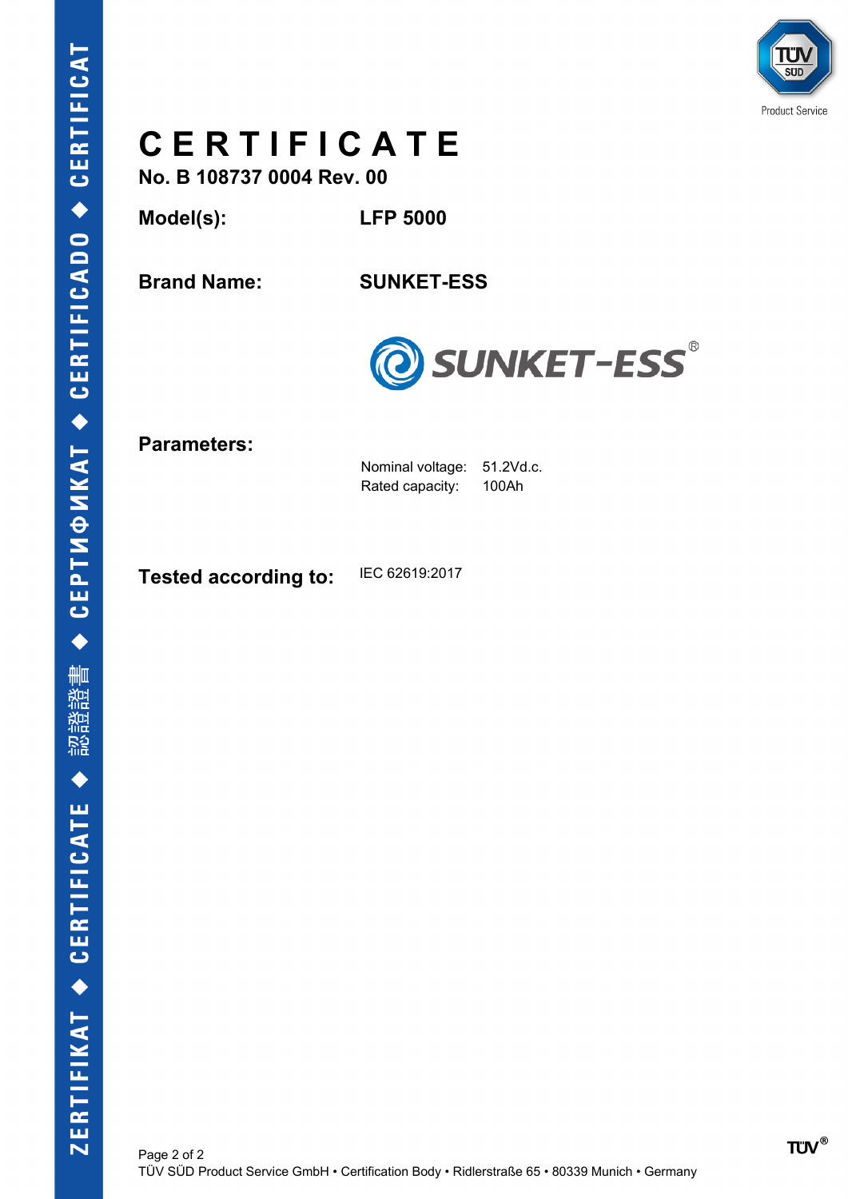# CERTIFICATE

**No. B 108737 0004 Rev. 00**

**Model(s):** **LFP 5000**

**Brand Name:** **SUNKET-ESS**

**Parameters:**

Nominal voltage: 51.2Vd.c.
Rated capacity: 100Ah

**Tested according to:** IEC 62619:2017

TÜV SÜD Product Service GmbH • Certification Body • Ridlerstraße 65 • 80339 Munich • Germany